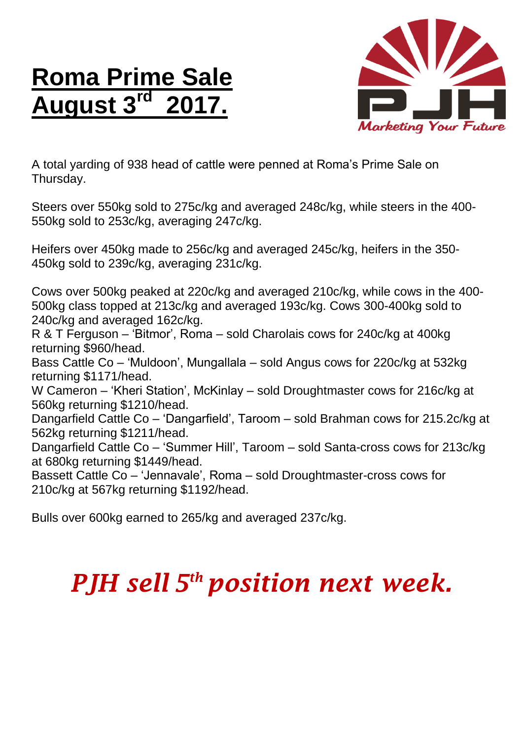# Roma Prime Sale August 3rd 2017.

PJH

*Marketing Your Future*

A total yarding of 938 head of cattle were penned at Roma's Prime Sale on Thursday.

Steers over 550kg sold to 275c/kg and averaged 248c/kg, while steers in the 400-550kg sold to 253c/kg, averaging 247c/kg.

Heifers over 450kg made to 256c/kg and averaged 245c/kg, heifers in the 350-450kg sold to 239c/kg, averaging 231c/kg.

Cows over 500kg peaked at 220c/kg and averaged 210c/kg, while cows in the 400-500kg class topped at 213c/kg and averaged 193c/kg. Cows 300-400kg sold to 240c/kg and averaged 162c/kg.
R & T Ferguson – 'Bitmor', Roma – sold Charolais cows for 240c/kg at 400kg returning $960/head.
Bass Cattle Co – 'Muldoon', Mungallala – sold Angus cows for 220c/kg at 532kg returning $1171/head.
W Cameron – 'Kheri Station', McKinlay – sold Droughtmaster cows for 216c/kg at 560kg returning $1210/head.
Dangarfield Cattle Co – 'Dangarfield', Taroom – sold Brahman cows for 215.2c/kg at 562kg returning $1211/head.
Dangarfield Cattle Co – 'Summer Hill', Taroom – sold Santa-cross cows for 213c/kg at 680kg returning $1449/head.
Bassett Cattle Co – 'Jennavale', Roma – sold Droughtmaster-cross cows for 210c/kg at 567kg returning $1192/head.

Bulls over 600kg earned to 265/kg and averaged 237c/kg.

***PJH sell 5th position next week.***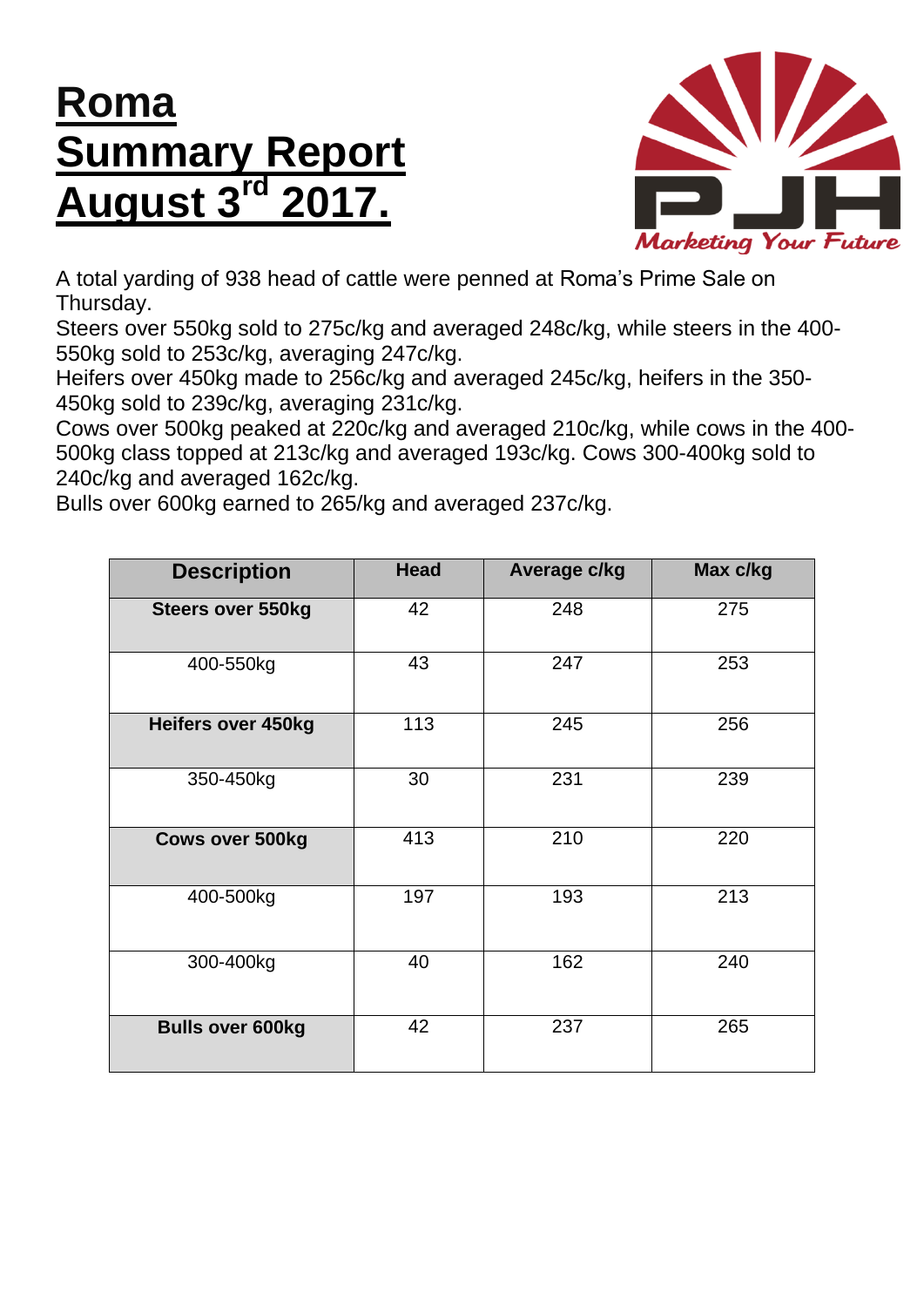# Roma Summary Report August 3rd 2017.

PJH Marketing Your Future

A total yarding of 938 head of cattle were penned at Roma's Prime Sale on Thursday.

Steers over 550kg sold to 275c/kg and averaged 248c/kg, while steers in the 400-550kg sold to 253c/kg, averaging 247c/kg.

Heifers over 450kg made to 256c/kg and averaged 245c/kg, heifers in the 350-450kg sold to 239c/kg, averaging 231c/kg.

Cows over 500kg peaked at 220c/kg and averaged 210c/kg, while cows in the 400-500kg class topped at 213c/kg and averaged 193c/kg. Cows 300-400kg sold to 240c/kg and averaged 162c/kg.

Bulls over 600kg earned to 265/kg and averaged 237c/kg.

| Description | Head | Average c/kg | Max c/kg |
|---|---|---|---|
| **Steers over 550kg** | 42 | 248 | 275 |
| 400-550kg | 43 | 247 | 253 |
| **Heifers over 450kg** | 113 | 245 | 256 |
| 350-450kg | 30 | 231 | 239 |
| **Cows over 500kg** | 413 | 210 | 220 |
| 400-500kg | 197 | 193 | 213 |
| 300-400kg | 40 | 162 | 240 |
| **Bulls over 600kg** | 42 | 237 | 265 |